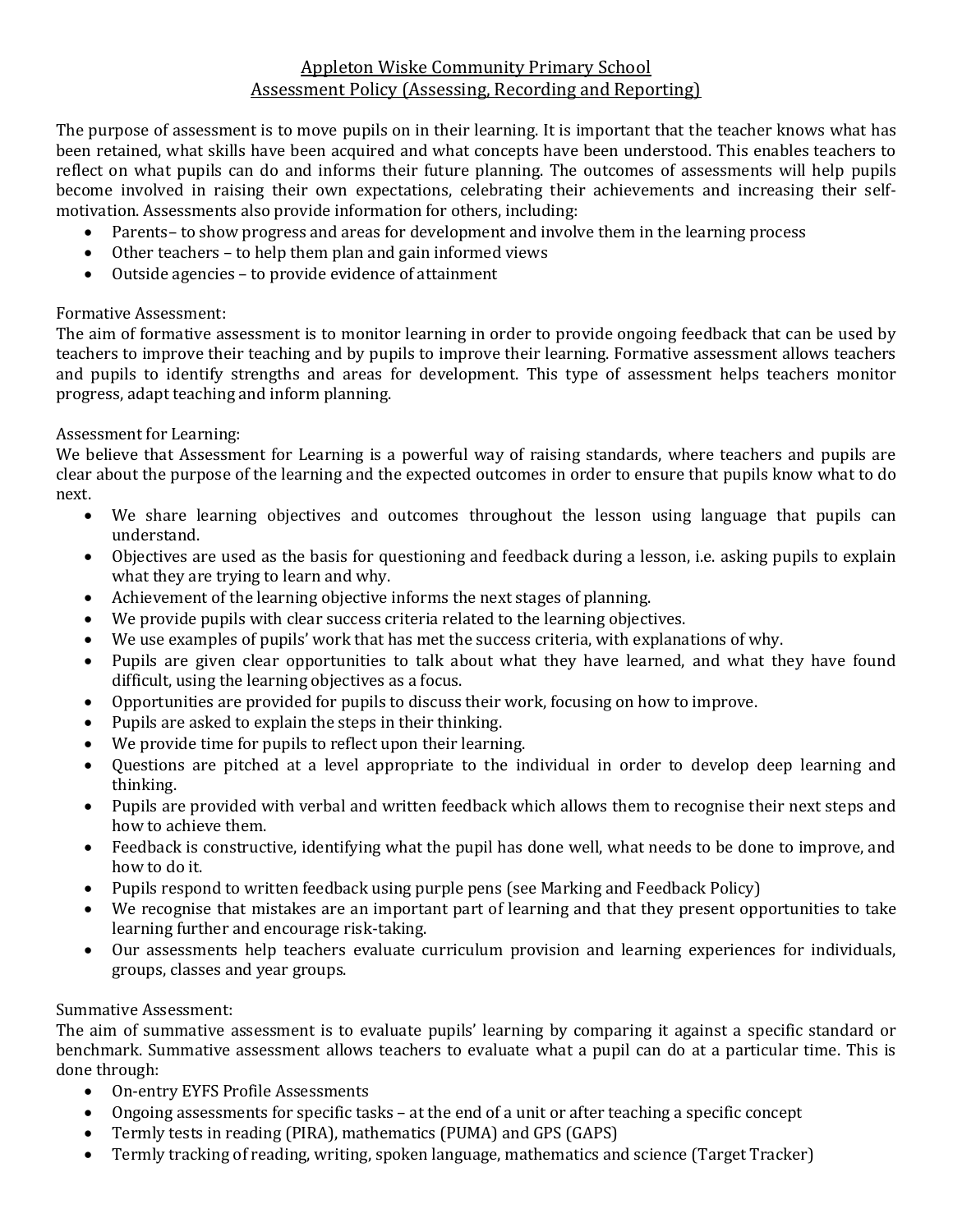# Appleton Wiske Community Primary School
## Assessment Policy (Assessing, Recording and Reporting)

The purpose of assessment is to move pupils on in their learning. It is important that the teacher knows what has been retained, what skills have been acquired and what concepts have been understood. This enables teachers to reflect on what pupils can do and informs their future planning. The outcomes of assessments will help pupils become involved in raising their own expectations, celebrating their achievements and increasing their self-motivation. Assessments also provide information for others, including:

- Parents– to show progress and areas for development and involve them in the learning process
- Other teachers – to help them plan and gain informed views
- Outside agencies – to provide evidence of attainment

Formative Assessment:
The aim of formative assessment is to monitor learning in order to provide ongoing feedback that can be used by teachers to improve their teaching and by pupils to improve their learning. Formative assessment allows teachers and pupils to identify strengths and areas for development. This type of assessment helps teachers monitor progress, adapt teaching and inform planning.

Assessment for Learning:
We believe that Assessment for Learning is a powerful way of raising standards, where teachers and pupils are clear about the purpose of the learning and the expected outcomes in order to ensure that pupils know what to do next.

- We share learning objectives and outcomes throughout the lesson using language that pupils can understand.
- Objectives are used as the basis for questioning and feedback during a lesson, i.e. asking pupils to explain what they are trying to learn and why.
- Achievement of the learning objective informs the next stages of planning.
- We provide pupils with clear success criteria related to the learning objectives.
- We use examples of pupils' work that has met the success criteria, with explanations of why.
- Pupils are given clear opportunities to talk about what they have learned, and what they have found difficult, using the learning objectives as a focus.
- Opportunities are provided for pupils to discuss their work, focusing on how to improve.
- Pupils are asked to explain the steps in their thinking.
- We provide time for pupils to reflect upon their learning.
- Questions are pitched at a level appropriate to the individual in order to develop deep learning and thinking.
- Pupils are provided with verbal and written feedback which allows them to recognise their next steps and how to achieve them.
- Feedback is constructive, identifying what the pupil has done well, what needs to be done to improve, and how to do it.
- Pupils respond to written feedback using purple pens (see Marking and Feedback Policy)
- We recognise that mistakes are an important part of learning and that they present opportunities to take learning further and encourage risk-taking.
- Our assessments help teachers evaluate curriculum provision and learning experiences for individuals, groups, classes and year groups.

Summative Assessment:
The aim of summative assessment is to evaluate pupils' learning by comparing it against a specific standard or benchmark. Summative assessment allows teachers to evaluate what a pupil can do at a particular time. This is done through:

- On-entry EYFS Profile Assessments
- Ongoing assessments for specific tasks – at the end of a unit or after teaching a specific concept
- Termly tests in reading (PIRA), mathematics (PUMA) and GPS (GAPS)
- Termly tracking of reading, writing, spoken language, mathematics and science (Target Tracker)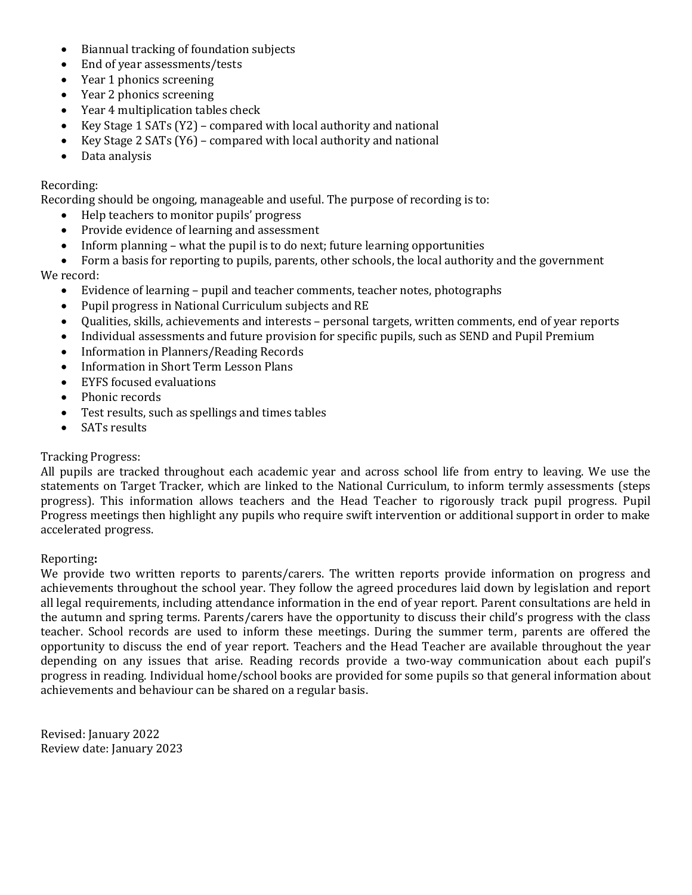- Biannual tracking of foundation subjects
- End of year assessments/tests
- Year 1 phonics screening
- Year 2 phonics screening
- Year 4 multiplication tables check
- Key Stage 1 SATs (Y2) – compared with local authority and national
- Key Stage 2 SATs (Y6) – compared with local authority and national
- Data analysis

Recording:
Recording should be ongoing, manageable and useful. The purpose of recording is to:

- Help teachers to monitor pupils' progress
- Provide evidence of learning and assessment
- Inform planning – what the pupil is to do next; future learning opportunities
- Form a basis for reporting to pupils, parents, other schools, the local authority and the government

We record:

- Evidence of learning – pupil and teacher comments, teacher notes, photographs
- Pupil progress in National Curriculum subjects and RE
- Qualities, skills, achievements and interests – personal targets, written comments, end of year reports
- Individual assessments and future provision for specific pupils, such as SEND and Pupil Premium
- Information in Planners/Reading Records
- Information in Short Term Lesson Plans
- EYFS focused evaluations
- Phonic records
- Test results, such as spellings and times tables
- SATs results

Tracking Progress:
All pupils are tracked throughout each academic year and across school life from entry to leaving. We use the statements on Target Tracker, which are linked to the National Curriculum, to inform termly assessments (steps progress). This information allows teachers and the Head Teacher to rigorously track pupil progress. Pupil Progress meetings then highlight any pupils who require swift intervention or additional support in order to make accelerated progress.

Reporting**:**
We provide two written reports to parents/carers. The written reports provide information on progress and achievements throughout the school year. They follow the agreed procedures laid down by legislation and report all legal requirements, including attendance information in the end of year report. Parent consultations are held in the autumn and spring terms. Parents/carers have the opportunity to discuss their child's progress with the class teacher. School records are used to inform these meetings. During the summer term, parents are offered the opportunity to discuss the end of year report. Teachers and the Head Teacher are available throughout the year depending on any issues that arise. Reading records provide a two-way communication about each pupil's progress in reading. Individual home/school books are provided for some pupils so that general information about achievements and behaviour can be shared on a regular basis.

Revised: January 2022
Review date: January 2023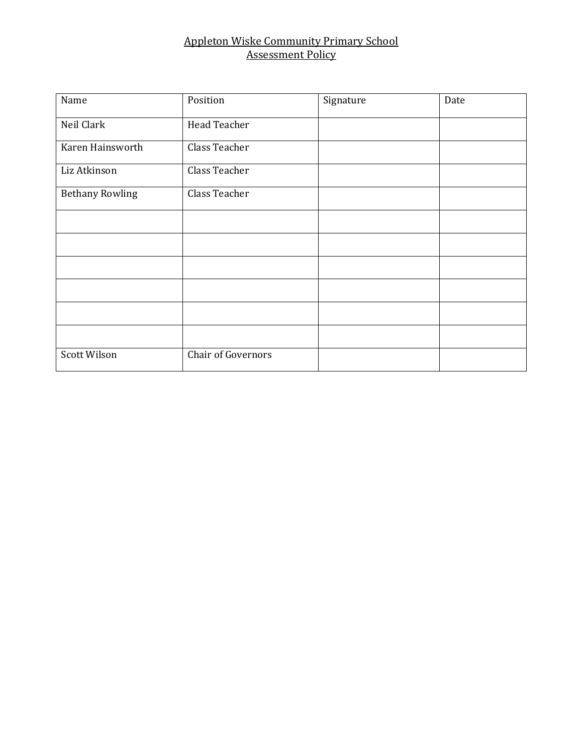Appleton Wiske Community Primary School
Assessment Policy

| Name | Position | Signature | Date |
| --- | --- | --- | --- |
| Neil Clark | Head Teacher | | |
| Karen Hainsworth | Class Teacher | | |
| Liz Atkinson | Class Teacher | | |
| Bethany Rowling | Class Teacher | | |
| | | | |
| | | | |
| | | | |
| | | | |
| | | | |
| | | | |
| Scott Wilson | Chair of Governors | | |